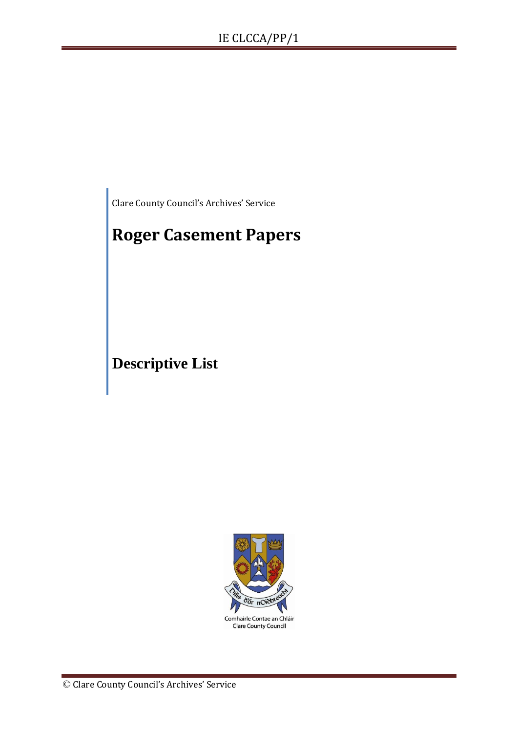Clare County Council's Archives' Service

# Roger Casement Papers

## Descriptive List

Comhairle Contae an Chláir
Clare County Council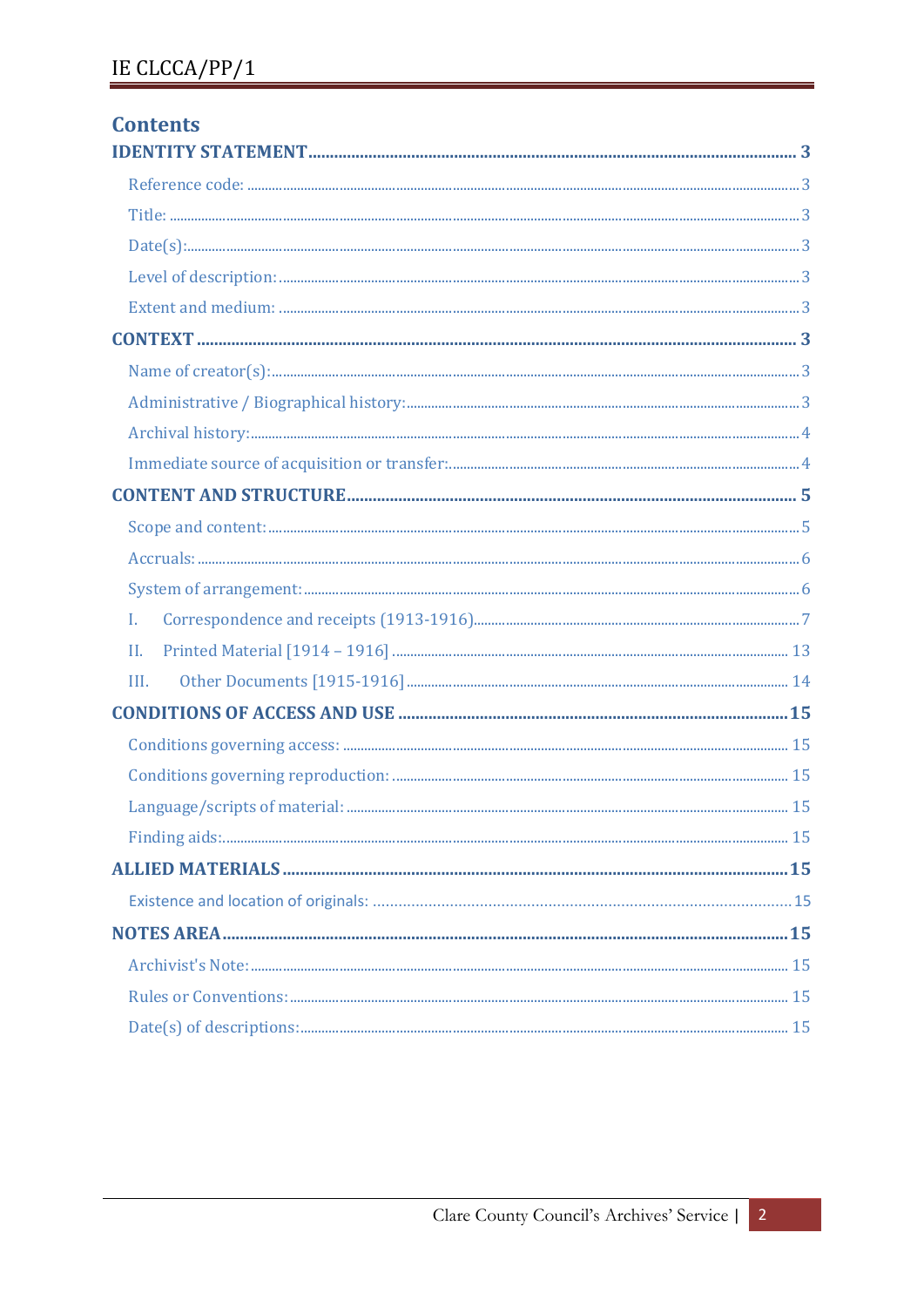## Contents

**IDENTITY STATEMENT** ..... 3

- Reference code: ..... 3
- Title: ..... 3
- Date(s): ..... 3
- Level of description: ..... 3
- Extent and medium: ..... 3

**CONTEXT** ..... 3

- Name of creator(s): ..... 3
- Administrative / Biographical history: ..... 3
- Archival history: ..... 4
- Immediate source of acquisition or transfer: ..... 4

**CONTENT AND STRUCTURE** ..... 5

- Scope and content: ..... 5
- Accruals: ..... 6
- System of arrangement: ..... 6
- I. Correspondence and receipts (1913-1916) ..... 7
- II. Printed Material [1914 – 1916] ..... 13
- III. Other Documents [1915-1916] ..... 14

**CONDITIONS OF ACCESS AND USE** ..... 15

- Conditions governing access: ..... 15
- Conditions governing reproduction: ..... 15
- Language/scripts of material: ..... 15
- Finding aids: ..... 15

**ALLIED MATERIALS** ..... 15

- Existence and location of originals: ..... 15

**NOTES AREA** ..... 15

- Archivist's Note: ..... 15
- Rules or Conventions: ..... 15
- Date(s) of descriptions: ..... 15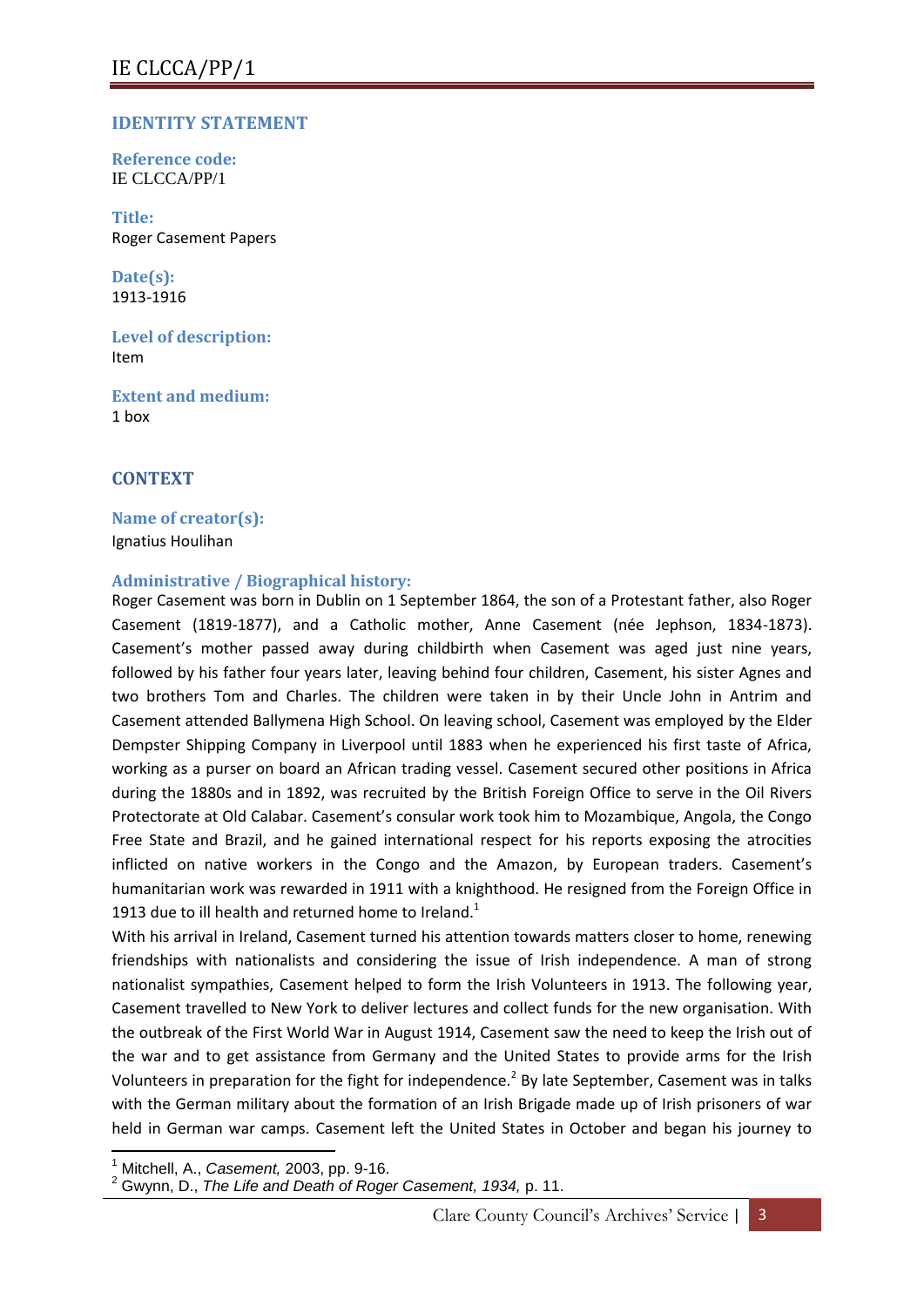## IDENTITY STATEMENT

**Reference code:**
IE CLCCA/PP/1

**Title:**
Roger Casement Papers

**Date(s):**
1913-1916

**Level of description:**
Item

**Extent and medium:**
1 box

## CONTEXT

**Name of creator(s):**
Ignatius Houlihan

**Administrative / Biographical history:**
Roger Casement was born in Dublin on 1 September 1864, the son of a Protestant father, also Roger Casement (1819-1877), and a Catholic mother, Anne Casement (née Jephson, 1834-1873). Casement's mother passed away during childbirth when Casement was aged just nine years, followed by his father four years later, leaving behind four children, Casement, his sister Agnes and two brothers Tom and Charles. The children were taken in by their Uncle John in Antrim and Casement attended Ballymena High School. On leaving school, Casement was employed by the Elder Dempster Shipping Company in Liverpool until 1883 when he experienced his first taste of Africa, working as a purser on board an African trading vessel. Casement secured other positions in Africa during the 1880s and in 1892, was recruited by the British Foreign Office to serve in the Oil Rivers Protectorate at Old Calabar. Casement's consular work took him to Mozambique, Angola, the Congo Free State and Brazil, and he gained international respect for his reports exposing the atrocities inflicted on native workers in the Congo and the Amazon, by European traders. Casement's humanitarian work was rewarded in 1911 with a knighthood. He resigned from the Foreign Office in 1913 due to ill health and returned home to Ireland.[1]

With his arrival in Ireland, Casement turned his attention towards matters closer to home, renewing friendships with nationalists and considering the issue of Irish independence. A man of strong nationalist sympathies, Casement helped to form the Irish Volunteers in 1913. The following year, Casement travelled to New York to deliver lectures and collect funds for the new organisation. With the outbreak of the First World War in August 1914, Casement saw the need to keep the Irish out of the war and to get assistance from Germany and the United States to provide arms for the Irish Volunteers in preparation for the fight for independence.[2] By late September, Casement was in talks with the German military about the formation of an Irish Brigade made up of Irish prisoners of war held in German war camps. Casement left the United States in October and began his journey to

---

[1] Mitchell, A., *Casement,* 2003, pp. 9-16.
[2] Gwynn, D., *The Life and Death of Roger Casement, 1934,* p. 11.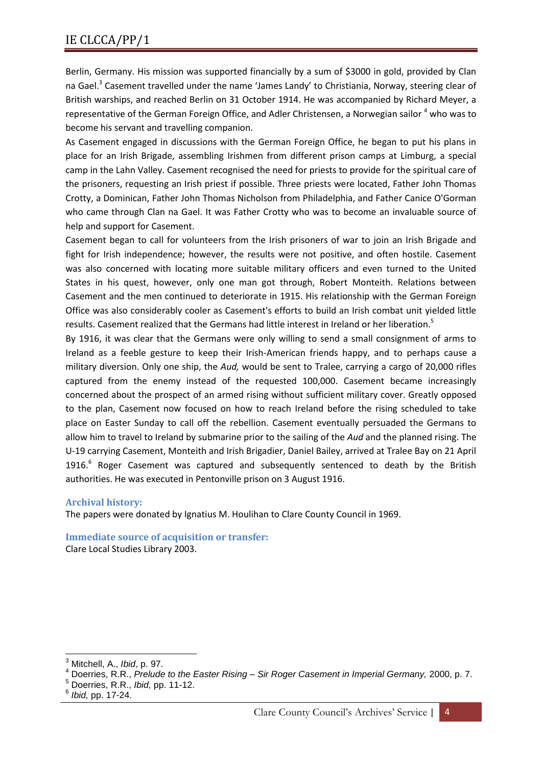Berlin, Germany. His mission was supported financially by a sum of $3000 in gold, provided by Clan na Gael.[3] Casement travelled under the name 'James Landy' to Christiania, Norway, steering clear of British warships, and reached Berlin on 31 October 1914. He was accompanied by Richard Meyer, a representative of the German Foreign Office, and Adler Christensen, a Norwegian sailor [4] who was to become his servant and travelling companion.

As Casement engaged in discussions with the German Foreign Office, he began to put his plans in place for an Irish Brigade, assembling Irishmen from different prison camps at Limburg, a special camp in the Lahn Valley. Casement recognised the need for priests to provide for the spiritual care of the prisoners, requesting an Irish priest if possible. Three priests were located, Father John Thomas Crotty, a Dominican, Father John Thomas Nicholson from Philadelphia, and Father Canice O'Gorman who came through Clan na Gael. It was Father Crotty who was to become an invaluable source of help and support for Casement.

Casement began to call for volunteers from the Irish prisoners of war to join an Irish Brigade and fight for Irish independence; however, the results were not positive, and often hostile. Casement was also concerned with locating more suitable military officers and even turned to the United States in his quest, however, only one man got through, Robert Monteith. Relations between Casement and the men continued to deteriorate in 1915. His relationship with the German Foreign Office was also considerably cooler as Casement's efforts to build an Irish combat unit yielded little results. Casement realized that the Germans had little interest in Ireland or her liberation.[5]

By 1916, it was clear that the Germans were only willing to send a small consignment of arms to Ireland as a feeble gesture to keep their Irish-American friends happy, and to perhaps cause a military diversion. Only one ship, the *Aud,* would be sent to Tralee, carrying a cargo of 20,000 rifles captured from the enemy instead of the requested 100,000. Casement became increasingly concerned about the prospect of an armed rising without sufficient military cover. Greatly opposed to the plan, Casement now focused on how to reach Ireland before the rising scheduled to take place on Easter Sunday to call off the rebellion. Casement eventually persuaded the Germans to allow him to travel to Ireland by submarine prior to the sailing of the *Aud* and the planned rising. The U-19 carrying Casement, Monteith and Irish Brigadier, Daniel Bailey, arrived at Tralee Bay on 21 April 1916.[6] Roger Casement was captured and subsequently sentenced to death by the British authorities. He was executed in Pentonville prison on 3 August 1916.

### Archival history:

The papers were donated by Ignatius M. Houlihan to Clare County Council in 1969.

### Immediate source of acquisition or transfer:

Clare Local Studies Library 2003.

---

[3] Mitchell, A., *Ibid*, p. 97.

[4] Doerries, R.R., *Prelude to the Easter Rising – Sir Roger Casement in Imperial Germany,* 2000, p. 7.

[5] Doerries, R.R., *Ibid,* pp. 11-12.

[6] *Ibid,* pp. 17-24.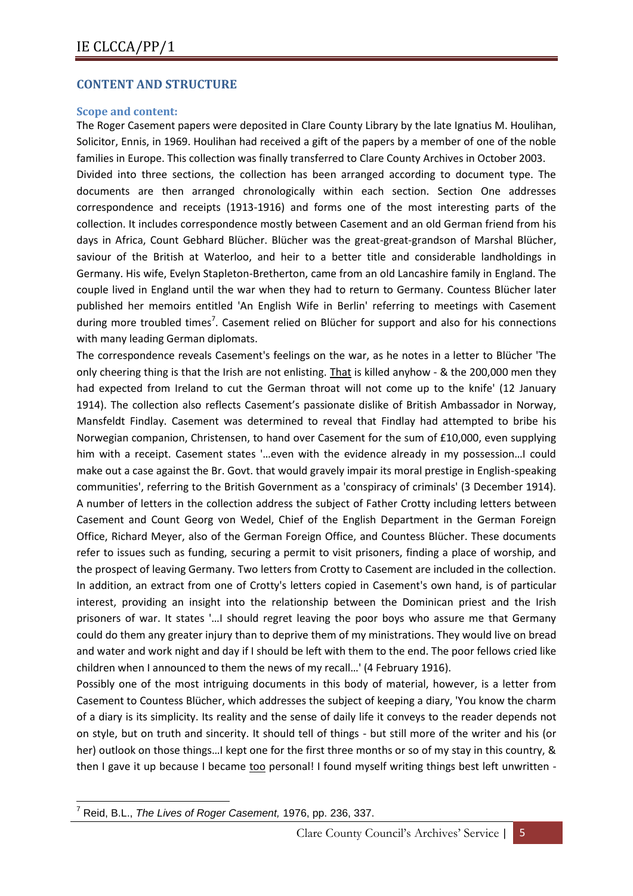## CONTENT AND STRUCTURE

### Scope and content:

The Roger Casement papers were deposited in Clare County Library by the late Ignatius M. Houlihan, Solicitor, Ennis, in 1969. Houlihan had received a gift of the papers by a member of one of the noble families in Europe. This collection was finally transferred to Clare County Archives in October 2003.

Divided into three sections, the collection has been arranged according to document type. The documents are then arranged chronologically within each section. Section One addresses correspondence and receipts (1913-1916) and forms one of the most interesting parts of the collection. It includes correspondence mostly between Casement and an old German friend from his days in Africa, Count Gebhard Blücher. Blücher was the great-great-grandson of Marshal Blücher, saviour of the British at Waterloo, and heir to a better title and considerable landholdings in Germany. His wife, Evelyn Stapleton-Bretherton, came from an old Lancashire family in England. The couple lived in England until the war when they had to return to Germany. Countess Blücher later published her memoirs entitled 'An English Wife in Berlin' referring to meetings with Casement during more troubled times[7]. Casement relied on Blücher for support and also for his connections with many leading German diplomats.

The correspondence reveals Casement's feelings on the war, as he notes in a letter to Blücher 'The only cheering thing is that the Irish are not enlisting. <u>That</u> is killed anyhow - & the 200,000 men they had expected from Ireland to cut the German throat will not come up to the knife' (12 January 1914). The collection also reflects Casement's passionate dislike of British Ambassador in Norway, Mansfeldt Findlay. Casement was determined to reveal that Findlay had attempted to bribe his Norwegian companion, Christensen, to hand over Casement for the sum of £10,000, even supplying him with a receipt. Casement states '…even with the evidence already in my possession…I could make out a case against the Br. Govt. that would gravely impair its moral prestige in English-speaking communities', referring to the British Government as a 'conspiracy of criminals' (3 December 1914).

A number of letters in the collection address the subject of Father Crotty including letters between Casement and Count Georg von Wedel, Chief of the English Department in the German Foreign Office, Richard Meyer, also of the German Foreign Office, and Countess Blücher. These documents refer to issues such as funding, securing a permit to visit prisoners, finding a place of worship, and the prospect of leaving Germany. Two letters from Crotty to Casement are included in the collection. In addition, an extract from one of Crotty's letters copied in Casement's own hand, is of particular interest, providing an insight into the relationship between the Dominican priest and the Irish prisoners of war. It states '…I should regret leaving the poor boys who assure me that Germany could do them any greater injury than to deprive them of my ministrations. They would live on bread and water and work night and day if I should be left with them to the end. The poor fellows cried like children when I announced to them the news of my recall…' (4 February 1916).

Possibly one of the most intriguing documents in this body of material, however, is a letter from Casement to Countess Blücher, which addresses the subject of keeping a diary, 'You know the charm of a diary is its simplicity. Its reality and the sense of daily life it conveys to the reader depends not on style, but on truth and sincerity. It should tell of things - but still more of the writer and his (or her) outlook on those things…I kept one for the first three months or so of my stay in this country, & then I gave it up because I became <u>too</u> personal! I found myself writing things best left unwritten -

[7] Reid, B.L., *The Lives of Roger Casement,* 1976, pp. 236, 337.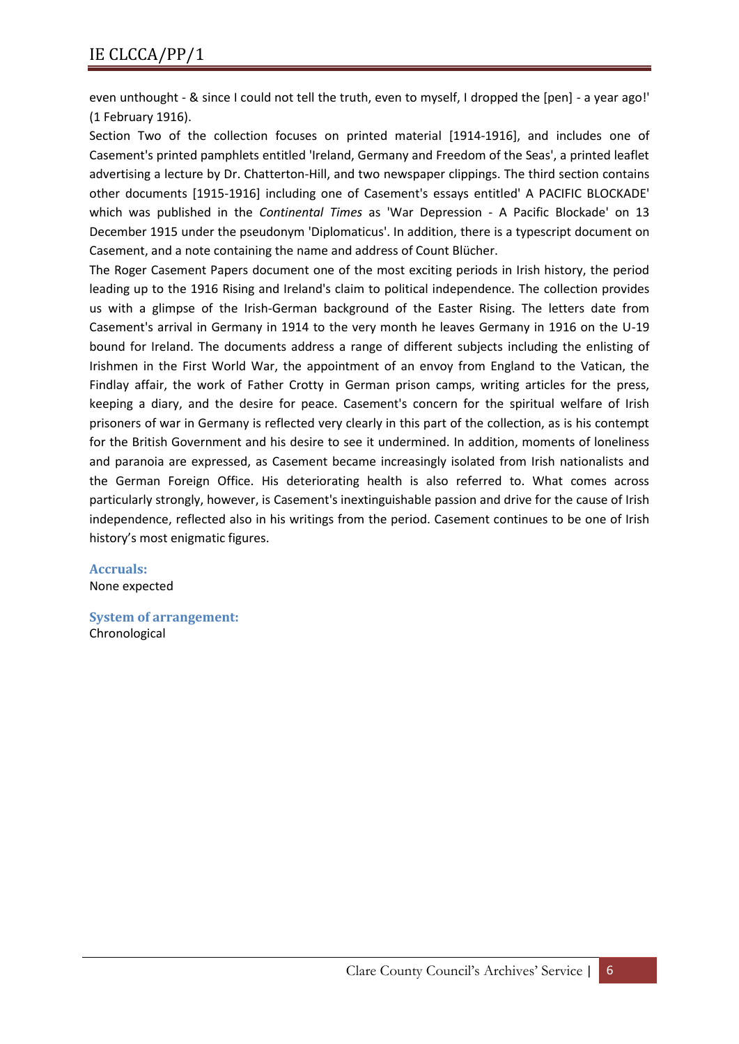even unthought - & since I could not tell the truth, even to myself, I dropped the [pen] - a year ago!' (1 February 1916).

Section Two of the collection focuses on printed material [1914-1916], and includes one of Casement's printed pamphlets entitled 'Ireland, Germany and Freedom of the Seas', a printed leaflet advertising a lecture by Dr. Chatterton-Hill, and two newspaper clippings. The third section contains other documents [1915-1916] including one of Casement's essays entitled' A PACIFIC BLOCKADE' which was published in the *Continental Times* as 'War Depression - A Pacific Blockade' on 13 December 1915 under the pseudonym 'Diplomaticus'. In addition, there is a typescript document on Casement, and a note containing the name and address of Count Blücher.

The Roger Casement Papers document one of the most exciting periods in Irish history, the period leading up to the 1916 Rising and Ireland's claim to political independence. The collection provides us with a glimpse of the Irish-German background of the Easter Rising. The letters date from Casement's arrival in Germany in 1914 to the very month he leaves Germany in 1916 on the U-19 bound for Ireland. The documents address a range of different subjects including the enlisting of Irishmen in the First World War, the appointment of an envoy from England to the Vatican, the Findlay affair, the work of Father Crotty in German prison camps, writing articles for the press, keeping a diary, and the desire for peace. Casement's concern for the spiritual welfare of Irish prisoners of war in Germany is reflected very clearly in this part of the collection, as is his contempt for the British Government and his desire to see it undermined. In addition, moments of loneliness and paranoia are expressed, as Casement became increasingly isolated from Irish nationalists and the German Foreign Office. His deteriorating health is also referred to. What comes across particularly strongly, however, is Casement's inextinguishable passion and drive for the cause of Irish independence, reflected also in his writings from the period. Casement continues to be one of Irish history's most enigmatic figures.

**Accruals:**
None expected

**System of arrangement:**
Chronological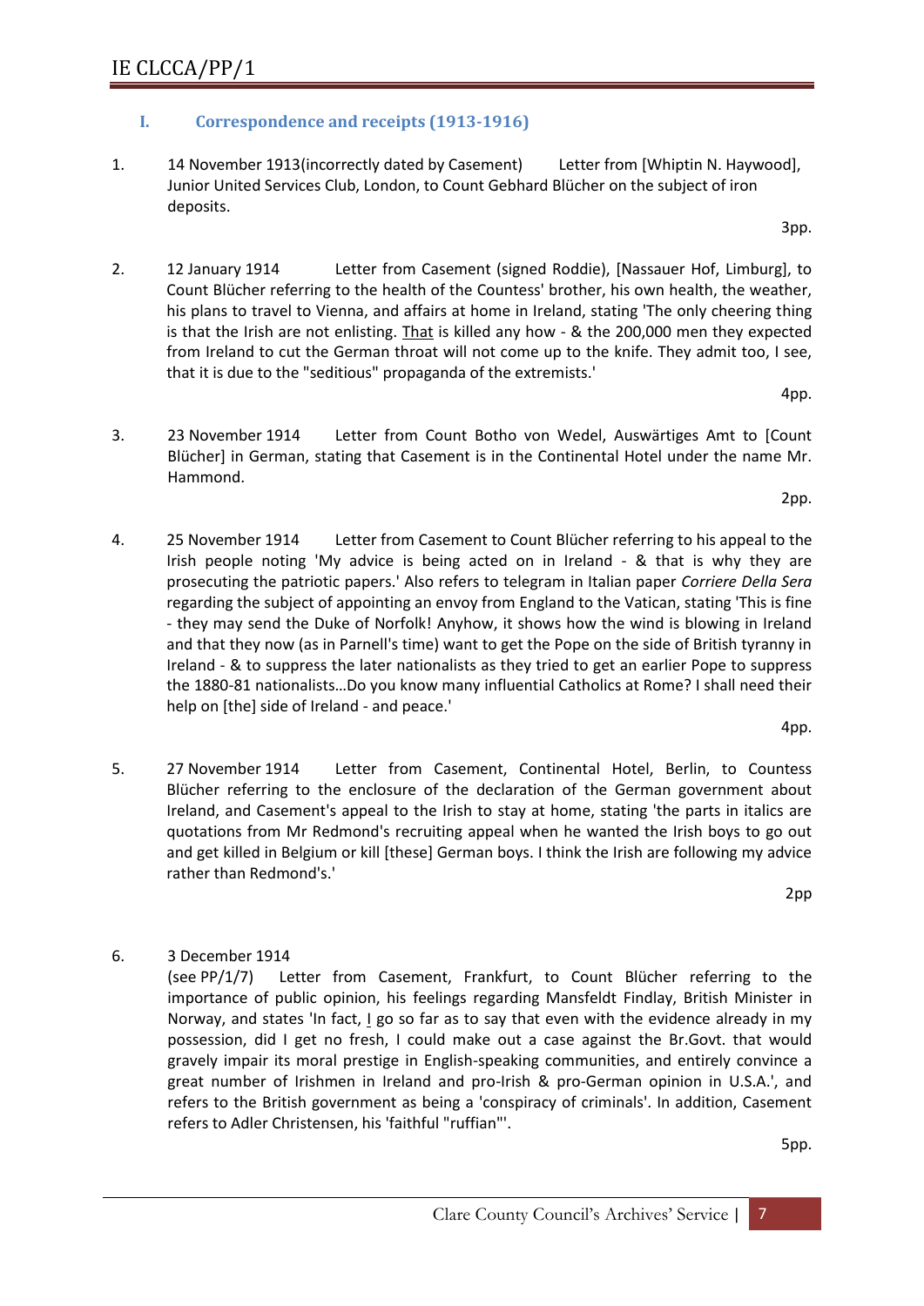## I. Correspondence and receipts (1913-1916)

1. 14 November 1913(incorrectly dated by Casement) Letter from [Whiptin N. Haywood], Junior United Services Club, London, to Count Gebhard Blücher on the subject of iron deposits.

   3pp.

2. 12 January 1914 Letter from Casement (signed Roddie), [Nassauer Hof, Limburg], to Count Blücher referring to the health of the Countess' brother, his own health, the weather, his plans to travel to Vienna, and affairs at home in Ireland, stating 'The only cheering thing is that the Irish are not enlisting. <u>That</u> is killed any how - & the 200,000 men they expected from Ireland to cut the German throat will not come up to the knife. They admit too, I see, that it is due to the "seditious" propaganda of the extremists.'

   4pp.

3. 23 November 1914 Letter from Count Botho von Wedel, Auswärtiges Amt to [Count Blücher] in German, stating that Casement is in the Continental Hotel under the name Mr. Hammond.

   2pp.

4. 25 November 1914 Letter from Casement to Count Blücher referring to his appeal to the Irish people noting 'My advice is being acted on in Ireland - & that is why they are prosecuting the patriotic papers.' Also refers to telegram in Italian paper *Corriere Della Sera* regarding the subject of appointing an envoy from England to the Vatican, stating 'This is fine - they may send the Duke of Norfolk! Anyhow, it shows how the wind is blowing in Ireland and that they now (as in Parnell's time) want to get the Pope on the side of British tyranny in Ireland - & to suppress the later nationalists as they tried to get an earlier Pope to suppress the 1880-81 nationalists…Do you know many influential Catholics at Rome? I shall need their help on [the] side of Ireland - and peace.'

   4pp.

5. 27 November 1914 Letter from Casement, Continental Hotel, Berlin, to Countess Blücher referring to the enclosure of the declaration of the German government about Ireland, and Casement's appeal to the Irish to stay at home, stating 'the parts in italics are quotations from Mr Redmond's recruiting appeal when he wanted the Irish boys to go out and get killed in Belgium or kill [these] German boys. I think the Irish are following my advice rather than Redmond's.'

   2pp

6. 3 December 1914
   (see PP/1/7) Letter from Casement, Frankfurt, to Count Blücher referring to the importance of public opinion, his feelings regarding Mansfeldt Findlay, British Minister in Norway, and states 'In fact, <u>I</u> go so far as to say that even with the evidence already in my possession, did I get no fresh, I could make out a case against the Br.Govt. that would gravely impair its moral prestige in English-speaking communities, and entirely convince a great number of Irishmen in Ireland and pro-Irish & pro-German opinion in U.S.A.', and refers to the British government as being a 'conspiracy of criminals'. In addition, Casement refers to Adler Christensen, his 'faithful "ruffian"'.

   5pp.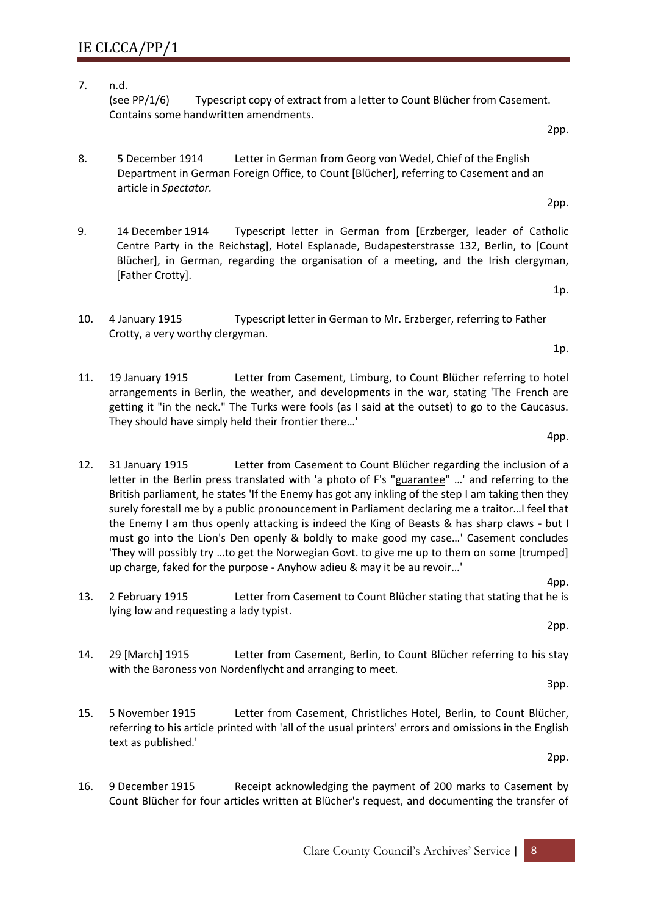7. n.d.
(see PP/1/6) Typescript copy of extract from a letter to Count Blücher from Casement. Contains some handwritten amendments.

2pp.

8. 5 December 1914 Letter in German from Georg von Wedel, Chief of the English Department in German Foreign Office, to Count [Blücher], referring to Casement and an article in *Spectator.*

2pp.

9. 14 December 1914 Typescript letter in German from [Erzberger, leader of Catholic Centre Party in the Reichstag], Hotel Esplanade, Budapesterstrasse 132, Berlin, to [Count Blücher], in German, regarding the organisation of a meeting, and the Irish clergyman, [Father Crotty].

1p.

10. 4 January 1915 Typescript letter in German to Mr. Erzberger, referring to Father Crotty, a very worthy clergyman.

1p.

11. 19 January 1915 Letter from Casement, Limburg, to Count Blücher referring to hotel arrangements in Berlin, the weather, and developments in the war, stating 'The French are getting it "in the neck." The Turks were fools (as I said at the outset) to go to the Caucasus. They should have simply held their frontier there…'

4pp.

12. 31 January 1915 Letter from Casement to Count Blücher regarding the inclusion of a letter in the Berlin press translated with 'a photo of F's "guarantee" …' and referring to the British parliament, he states 'If the Enemy has got any inkling of the step I am taking then they surely forestall me by a public pronouncement in Parliament declaring me a traitor…I feel that the Enemy I am thus openly attacking is indeed the King of Beasts & has sharp claws - but I must go into the Lion's Den openly & boldly to make good my case…' Casement concludes 'They will possibly try …to get the Norwegian Govt. to give me up to them on some [trumped] up charge, faked for the purpose - Anyhow adieu & may it be au revoir…'

4pp.

13. 2 February 1915 Letter from Casement to Count Blücher stating that stating that he is lying low and requesting a lady typist.

2pp.

14. 29 [March] 1915 Letter from Casement, Berlin, to Count Blücher referring to his stay with the Baroness von Nordenflycht and arranging to meet.

3pp.

15. 5 November 1915 Letter from Casement, Christliches Hotel, Berlin, to Count Blücher, referring to his article printed with 'all of the usual printers' errors and omissions in the English text as published.'

2pp.

16. 9 December 1915 Receipt acknowledging the payment of 200 marks to Casement by Count Blücher for four articles written at Blücher's request, and documenting the transfer of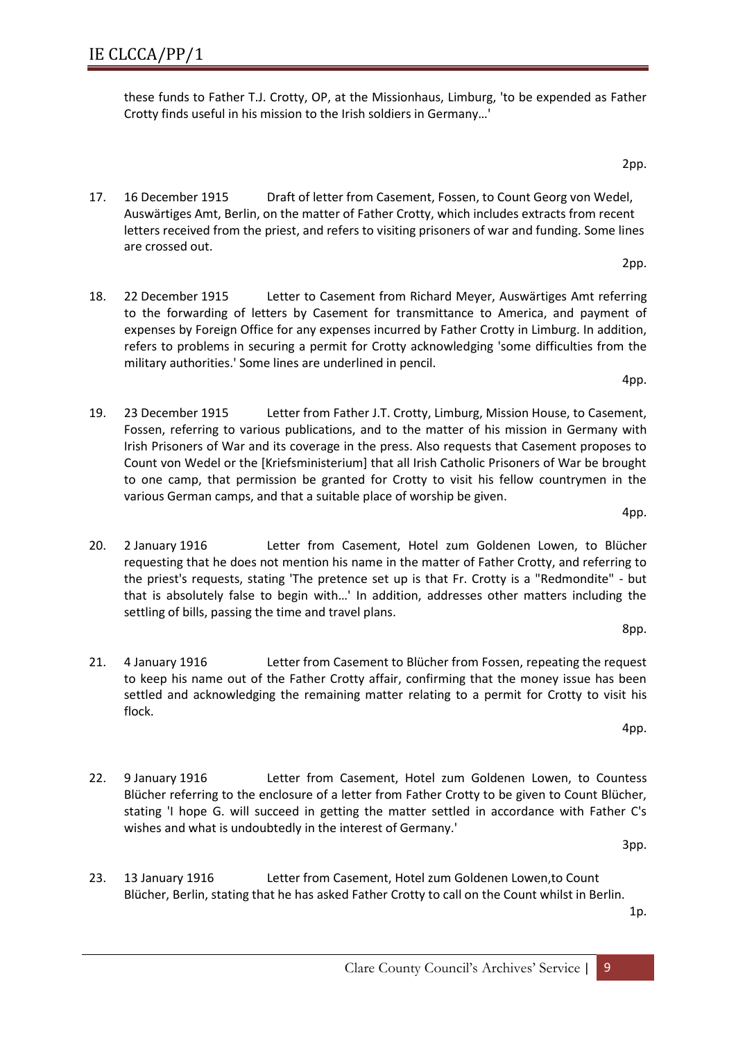these funds to Father T.J. Crotty, OP, at the Missionhaus, Limburg, 'to be expended as Father Crotty finds useful in his mission to the Irish soldiers in Germany…'

2pp.

17. 16 December 1915 Draft of letter from Casement, Fossen, to Count Georg von Wedel, Auswärtiges Amt, Berlin, on the matter of Father Crotty, which includes extracts from recent letters received from the priest, and refers to visiting prisoners of war and funding. Some lines are crossed out.

2pp.

18. 22 December 1915 Letter to Casement from Richard Meyer, Auswärtiges Amt referring to the forwarding of letters by Casement for transmittance to America, and payment of expenses by Foreign Office for any expenses incurred by Father Crotty in Limburg. In addition, refers to problems in securing a permit for Crotty acknowledging 'some difficulties from the military authorities.' Some lines are underlined in pencil.

4pp.

19. 23 December 1915 Letter from Father J.T. Crotty, Limburg, Mission House, to Casement, Fossen, referring to various publications, and to the matter of his mission in Germany with Irish Prisoners of War and its coverage in the press. Also requests that Casement proposes to Count von Wedel or the [Kriefsministerium] that all Irish Catholic Prisoners of War be brought to one camp, that permission be granted for Crotty to visit his fellow countrymen in the various German camps, and that a suitable place of worship be given.

4pp.

20. 2 January 1916 Letter from Casement, Hotel zum Goldenen Lowen, to Blücher requesting that he does not mention his name in the matter of Father Crotty, and referring to the priest's requests, stating 'The pretence set up is that Fr. Crotty is a "Redmondite" - but that is absolutely false to begin with…' In addition, addresses other matters including the settling of bills, passing the time and travel plans.

8pp.

21. 4 January 1916 Letter from Casement to Blücher from Fossen, repeating the request to keep his name out of the Father Crotty affair, confirming that the money issue has been settled and acknowledging the remaining matter relating to a permit for Crotty to visit his flock.

4pp.

22. 9 January 1916 Letter from Casement, Hotel zum Goldenen Lowen, to Countess Blücher referring to the enclosure of a letter from Father Crotty to be given to Count Blücher, stating 'I hope G. will succeed in getting the matter settled in accordance with Father C's wishes and what is undoubtedly in the interest of Germany.'

3pp.

23. 13 January 1916 Letter from Casement, Hotel zum Goldenen Lowen,to Count Blücher, Berlin, stating that he has asked Father Crotty to call on the Count whilst in Berlin.

1p.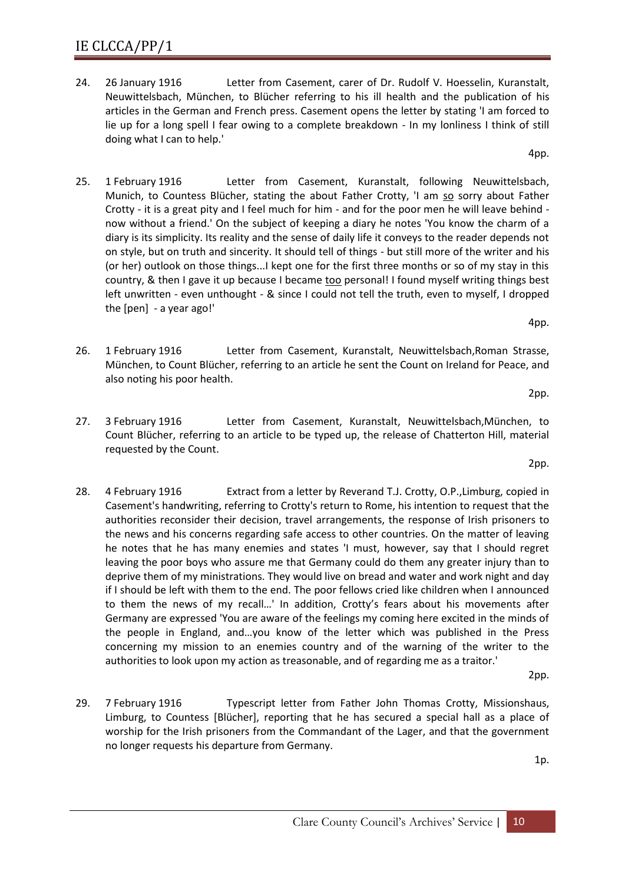24. 26 January 1916 Letter from Casement, carer of Dr. Rudolf V. Hoesselin, Kuranstalt, Neuwittelsbach, München, to Blücher referring to his ill health and the publication of his articles in the German and French press. Casement opens the letter by stating 'I am forced to lie up for a long spell I fear owing to a complete breakdown - In my lonliness I think of still doing what I can to help.'

    4pp.

25. 1 February 1916 Letter from Casement, Kuranstalt, following Neuwittelsbach, Munich, to Countess Blücher, stating the about Father Crotty, 'I am so sorry about Father Crotty - it is a great pity and I feel much for him - and for the poor men he will leave behind - now without a friend.' On the subject of keeping a diary he notes 'You know the charm of a diary is its simplicity. Its reality and the sense of daily life it conveys to the reader depends not on style, but on truth and sincerity. It should tell of things - but still more of the writer and his (or her) outlook on those things...I kept one for the first three months or so of my stay in this country, & then I gave it up because I became too personal! I found myself writing things best left unwritten - even unthought - & since I could not tell the truth, even to myself, I dropped the [pen] - a year ago!'

    4pp.

26. 1 February 1916 Letter from Casement, Kuranstalt, Neuwittelsbach,Roman Strasse, München, to Count Blücher, referring to an article he sent the Count on Ireland for Peace, and also noting his poor health.

    2pp.

27. 3 February 1916 Letter from Casement, Kuranstalt, Neuwittelsbach,München, to Count Blücher, referring to an article to be typed up, the release of Chatterton Hill, material requested by the Count.

    2pp.

28. 4 February 1916 Extract from a letter by Reverand T.J. Crotty, O.P.,Limburg, copied in Casement's handwriting, referring to Crotty's return to Rome, his intention to request that the authorities reconsider their decision, travel arrangements, the response of Irish prisoners to the news and his concerns regarding safe access to other countries. On the matter of leaving he notes that he has many enemies and states 'I must, however, say that I should regret leaving the poor boys who assure me that Germany could do them any greater injury than to deprive them of my ministrations. They would live on bread and water and work night and day if I should be left with them to the end. The poor fellows cried like children when I announced to them the news of my recall…' In addition, Crotty's fears about his movements after Germany are expressed 'You are aware of the feelings my coming here excited in the minds of the people in England, and…you know of the letter which was published in the Press concerning my mission to an enemies country and of the warning of the writer to the authorities to look upon my action as treasonable, and of regarding me as a traitor.'

    2pp.

29. 7 February 1916 Typescript letter from Father John Thomas Crotty, Missionshaus, Limburg, to Countess [Blücher], reporting that he has secured a special hall as a place of worship for the Irish prisoners from the Commandant of the Lager, and that the government no longer requests his departure from Germany.

    1p.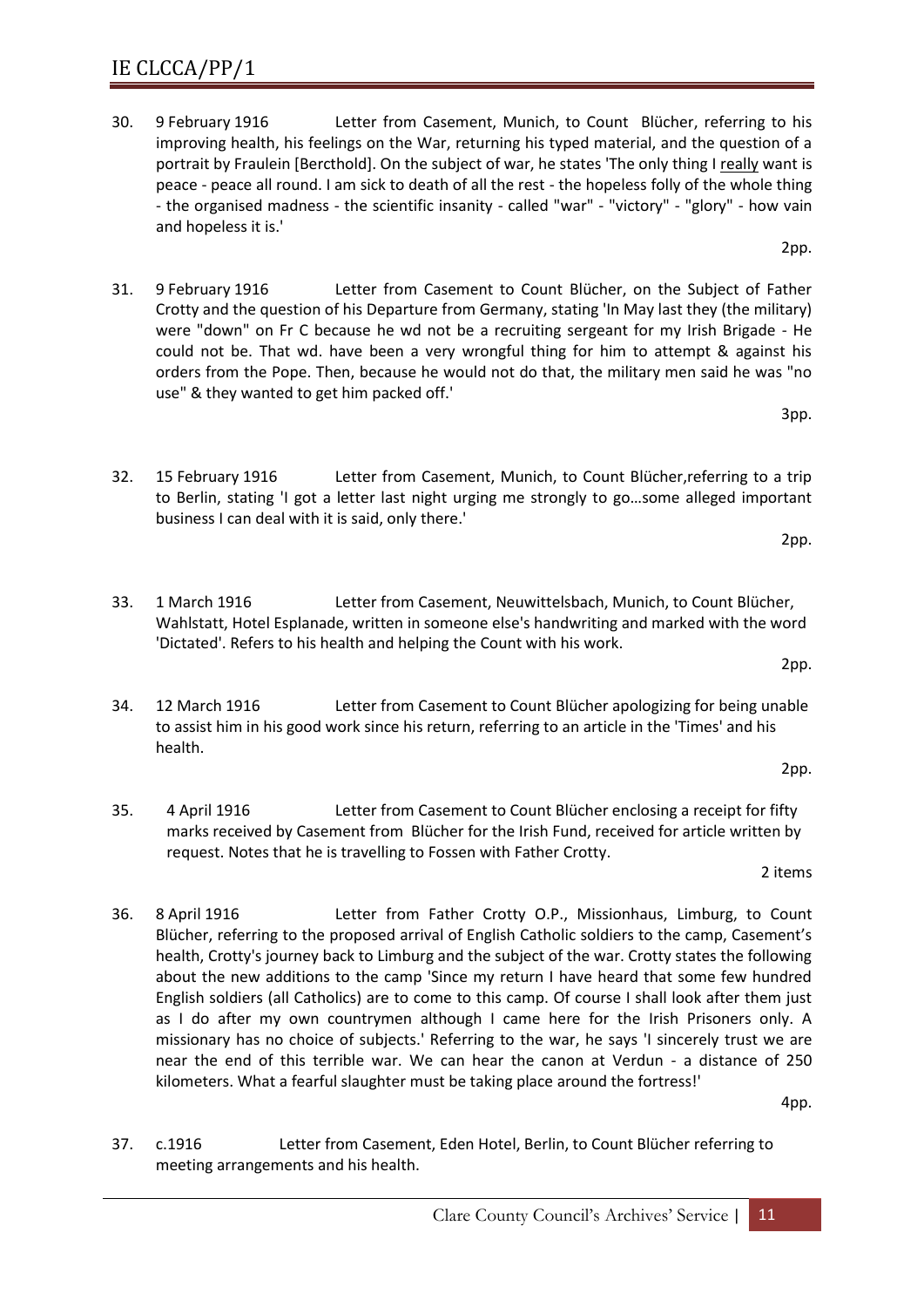30. 9 February 1916 Letter from Casement, Munich, to Count Blücher, referring to his improving health, his feelings on the War, returning his typed material, and the question of a portrait by Fraulein [Bercthold]. On the subject of war, he states 'The only thing I really want is peace - peace all round. I am sick to death of all the rest - the hopeless folly of the whole thing - the organised madness - the scientific insanity - called "war" - "victory" - "glory" - how vain and hopeless it is.'

   2pp.

31. 9 February 1916 Letter from Casement to Count Blücher, on the Subject of Father Crotty and the question of his Departure from Germany, stating 'In May last they (the military) were "down" on Fr C because he wd not be a recruiting sergeant for my Irish Brigade - He could not be. That wd. have been a very wrongful thing for him to attempt & against his orders from the Pope. Then, because he would not do that, the military men said he was "no use" & they wanted to get him packed off.'

   3pp.

32. 15 February 1916 Letter from Casement, Munich, to Count Blücher,referring to a trip to Berlin, stating 'I got a letter last night urging me strongly to go…some alleged important business I can deal with it is said, only there.'

   2pp.

33. 1 March 1916 Letter from Casement, Neuwittelsbach, Munich, to Count Blücher, Wahlstatt, Hotel Esplanade, written in someone else's handwriting and marked with the word 'Dictated'. Refers to his health and helping the Count with his work.

   2pp.

34. 12 March 1916 Letter from Casement to Count Blücher apologizing for being unable to assist him in his good work since his return, referring to an article in the 'Times' and his health.

   2pp.

35. 4 April 1916 Letter from Casement to Count Blücher enclosing a receipt for fifty marks received by Casement from Blücher for the Irish Fund, received for article written by request. Notes that he is travelling to Fossen with Father Crotty.

   2 items

36. 8 April 1916 Letter from Father Crotty O.P., Missionhaus, Limburg, to Count Blücher, referring to the proposed arrival of English Catholic soldiers to the camp, Casement's health, Crotty's journey back to Limburg and the subject of the war. Crotty states the following about the new additions to the camp 'Since my return I have heard that some few hundred English soldiers (all Catholics) are to come to this camp. Of course I shall look after them just as I do after my own countrymen although I came here for the Irish Prisoners only. A missionary has no choice of subjects.' Referring to the war, he says 'I sincerely trust we are near the end of this terrible war. We can hear the canon at Verdun - a distance of 250 kilometers. What a fearful slaughter must be taking place around the fortress!'

   4pp.

37. c.1916 Letter from Casement, Eden Hotel, Berlin, to Count Blücher referring to meeting arrangements and his health.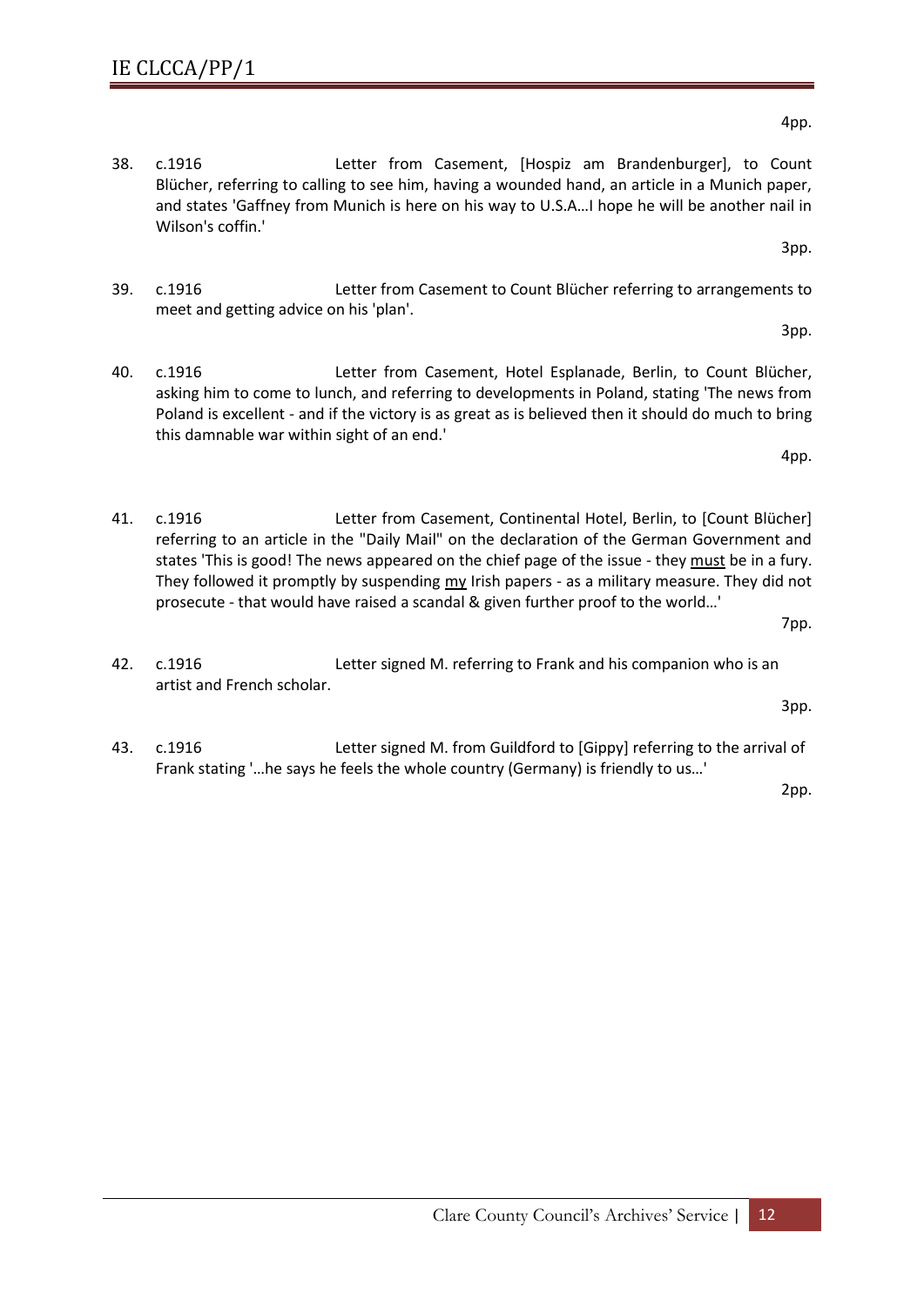4pp.

38. c.1916 Letter from Casement, [Hospiz am Brandenburger], to Count Blücher, referring to calling to see him, having a wounded hand, an article in a Munich paper, and states 'Gaffney from Munich is here on his way to U.S.A…I hope he will be another nail in Wilson's coffin.'

3pp.

39. c.1916 Letter from Casement to Count Blücher referring to arrangements to meet and getting advice on his 'plan'.

3pp.

40. c.1916 Letter from Casement, Hotel Esplanade, Berlin, to Count Blücher, asking him to come to lunch, and referring to developments in Poland, stating 'The news from Poland is excellent - and if the victory is as great as is believed then it should do much to bring this damnable war within sight of an end.'

4pp.

41. c.1916 Letter from Casement, Continental Hotel, Berlin, to [Count Blücher] referring to an article in the "Daily Mail" on the declaration of the German Government and states 'This is good! The news appeared on the chief page of the issue - they <u>must</u> be in a fury. They followed it promptly by suspending <u>my</u> Irish papers - as a military measure. They did not prosecute - that would have raised a scandal & given further proof to the world…'

7pp.

42. c.1916 Letter signed M. referring to Frank and his companion who is an artist and French scholar.

3pp.

43. c.1916 Letter signed M. from Guildford to [Gippy] referring to the arrival of Frank stating '…he says he feels the whole country (Germany) is friendly to us…'

2pp.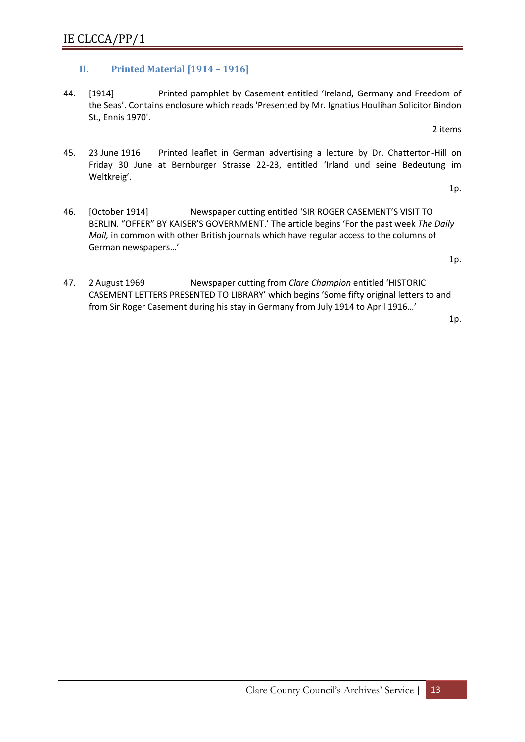## II. Printed Material [1914 – 1916]

44. [1914] Printed pamphlet by Casement entitled 'Ireland, Germany and Freedom of the Seas'. Contains enclosure which reads 'Presented by Mr. Ignatius Houlihan Solicitor Bindon St., Ennis 1970'.

    2 items

45. 23 June 1916 Printed leaflet in German advertising a lecture by Dr. Chatterton-Hill on Friday 30 June at Bernburger Strasse 22-23, entitled 'Irland und seine Bedeutung im Weltkreig'.

    1p.

46. [October 1914] Newspaper cutting entitled 'SIR ROGER CASEMENT'S VISIT TO BERLIN. "OFFER" BY KAISER'S GOVERNMENT.' The article begins 'For the past week *The Daily Mail,* in common with other British journals which have regular access to the columns of German newspapers…'

    1p.

47. 2 August 1969 Newspaper cutting from *Clare Champion* entitled 'HISTORIC CASEMENT LETTERS PRESENTED TO LIBRARY' which begins 'Some fifty original letters to and from Sir Roger Casement during his stay in Germany from July 1914 to April 1916…'

    1p.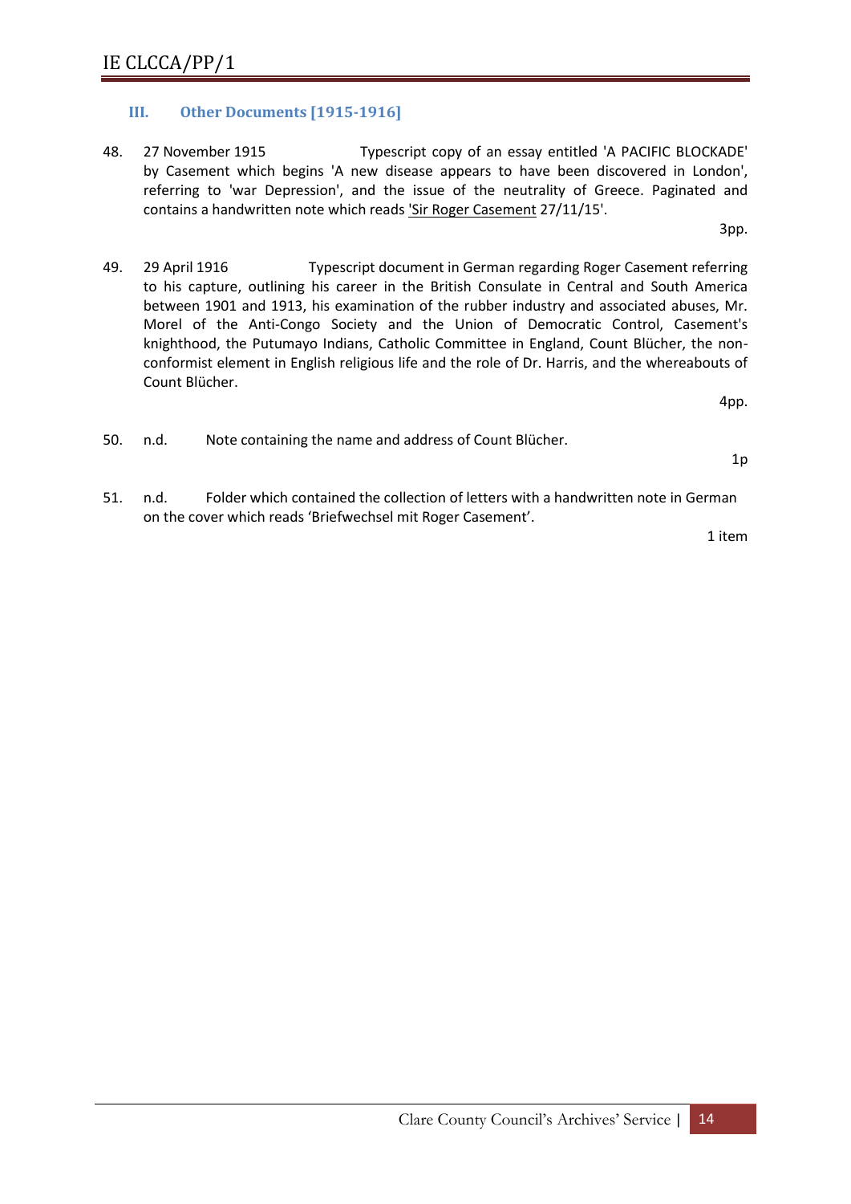### III. Other Documents [1915-1916]

48. 27 November 1915 Typescript copy of an essay entitled 'A PACIFIC BLOCKADE' by Casement which begins 'A new disease appears to have been discovered in London', referring to 'war Depression', and the issue of the neutrality of Greece. Paginated and contains a handwritten note which reads 'Sir Roger Casement 27/11/15'.

   3pp.

49. 29 April 1916 Typescript document in German regarding Roger Casement referring to his capture, outlining his career in the British Consulate in Central and South America between 1901 and 1913, his examination of the rubber industry and associated abuses, Mr. Morel of the Anti-Congo Society and the Union of Democratic Control, Casement's knighthood, the Putumayo Indians, Catholic Committee in England, Count Blücher, the non-conformist element in English religious life and the role of Dr. Harris, and the whereabouts of Count Blücher.

   4pp.

50. n.d. Note containing the name and address of Count Blücher.

   1p

51. n.d. Folder which contained the collection of letters with a handwritten note in German on the cover which reads 'Briefwechsel mit Roger Casement'.

   1 item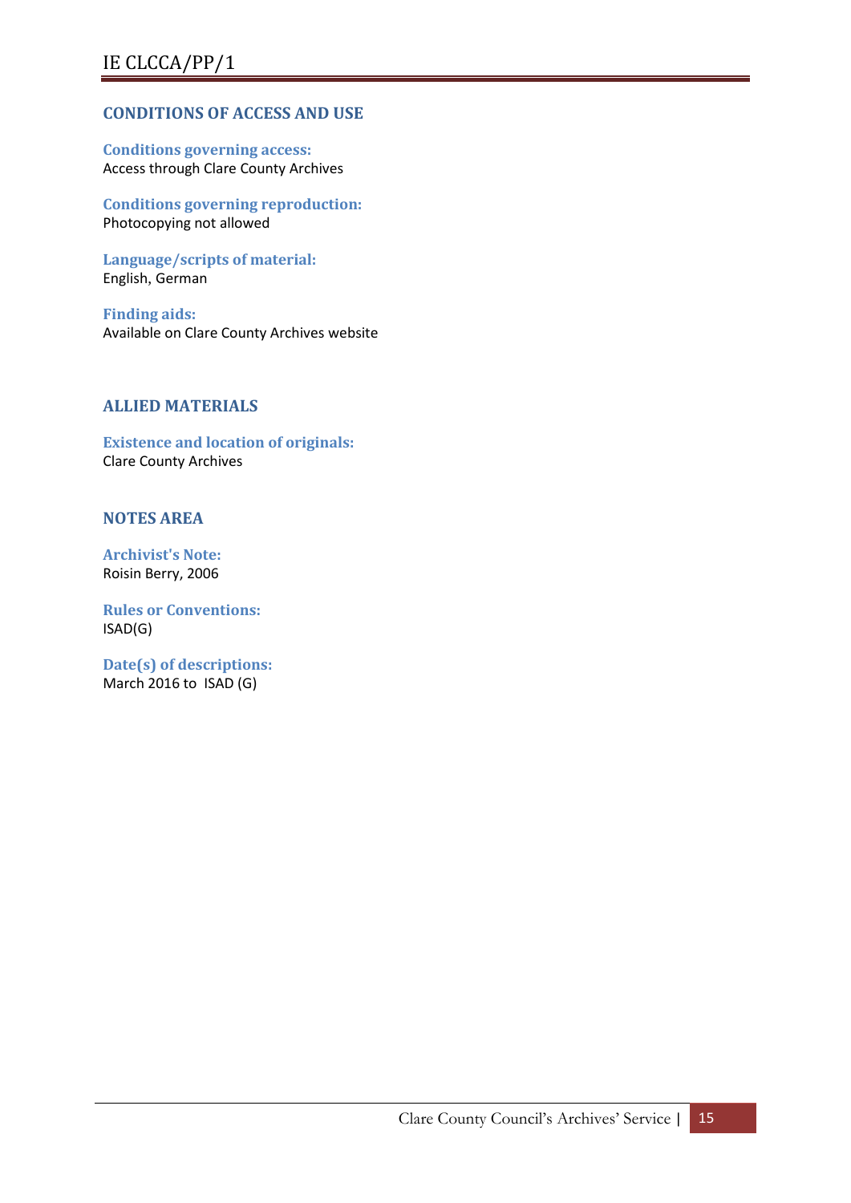## CONDITIONS OF ACCESS AND USE

### Conditions governing access:
Access through Clare County Archives

### Conditions governing reproduction:
Photocopying not allowed

### Language/scripts of material:
English, German

### Finding aids:
Available on Clare County Archives website

## ALLIED MATERIALS

### Existence and location of originals:
Clare County Archives

## NOTES AREA

### Archivist's Note:
Roisin Berry, 2006

### Rules or Conventions:
ISAD(G)

### Date(s) of descriptions:
March 2016 to ISAD (G)